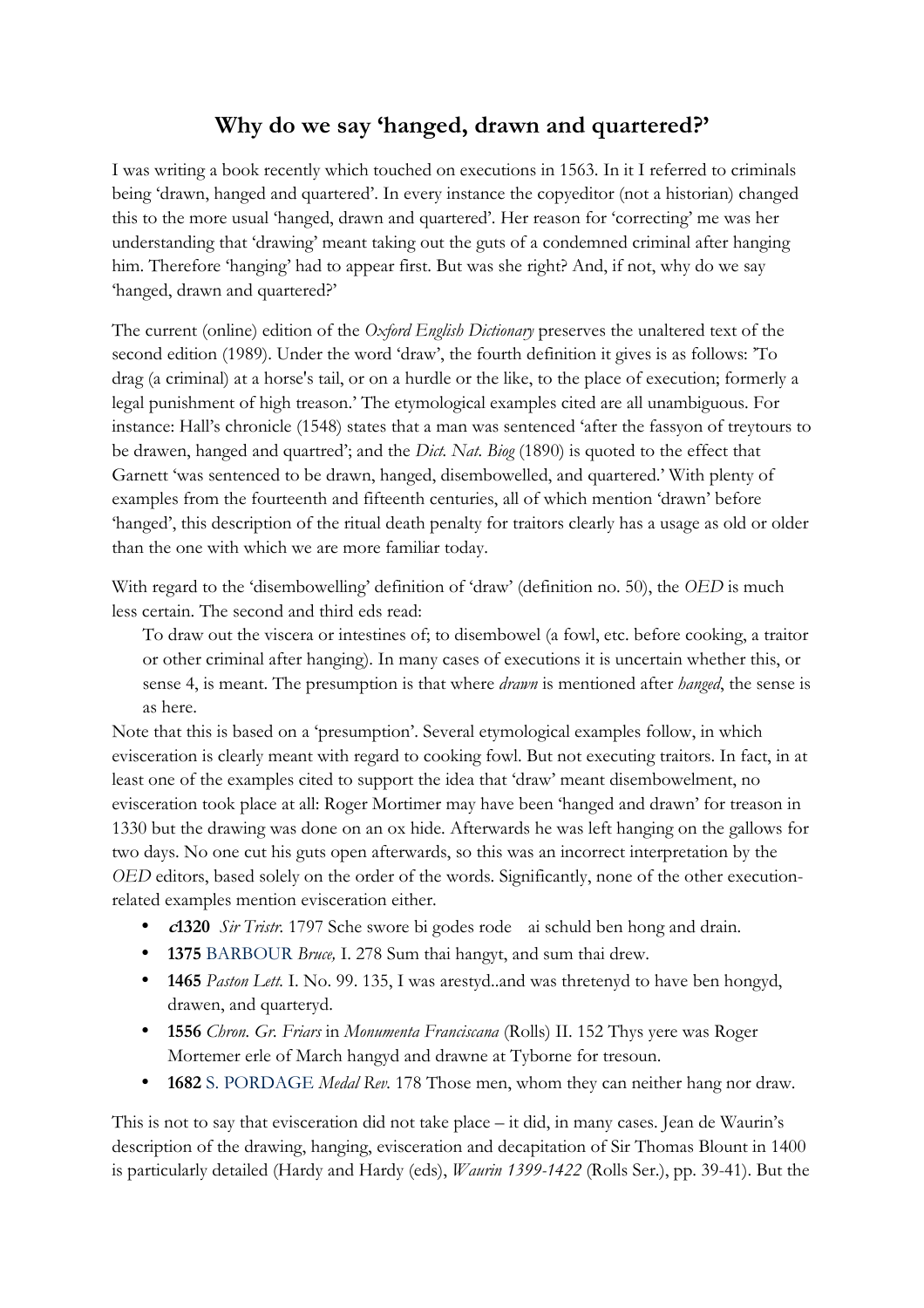# Why do we say 'hanged, drawn and quartered?'

I was writing a book recently which touched on executions in 1563. In it I referred to criminals being 'drawn, hanged and quartered'. In every instance the copyeditor (not a historian) changed this to the more usual 'hanged, drawn and quartered'. Her reason for 'correcting' me was her understanding that 'drawing' meant taking out the guts of a condemned criminal after hanging him. Therefore 'hanging' had to appear first. But was she right? And, if not, why do we say 'hanged, drawn and quartered?'

The current (online) edition of the *Oxford English Dictionary* preserves the unaltered text of the second edition (1989). Under the word 'draw', the fourth definition it gives is as follows: 'To drag (a criminal) at a horse's tail, or on a hurdle or the like, to the place of execution; formerly a legal punishment of high treason.' The etymological examples cited are all unambiguous. For instance: Hall's chronicle (1548) states that a man was sentenced 'after the fassyon of treytours to be drawen, hanged and quartred'; and the *Dict. Nat. Biog* (1890) is quoted to the effect that Garnett 'was sentenced to be drawn, hanged, disembowelled, and quartered.' With plenty of examples from the fourteenth and fifteenth centuries, all of which mention 'drawn' before 'hanged', this description of the ritual death penalty for traitors clearly has a usage as old or older than the one with which we are more familiar today.

With regard to the 'disembowelling' definition of 'draw' (definition no. 50), the *OED* is much less certain. The second and third eds read:

> To draw out the viscera or intestines of; to disembowel (a fowl, etc. before cooking, a traitor or other criminal after hanging). In many cases of executions it is uncertain whether this, or sense 4, is meant. The presumption is that where *drawn* is mentioned after *hanged*, the sense is as here.

Note that this is based on a 'presumption'. Several etymological examples follow, in which evisceration is clearly meant with regard to cooking fowl. But not executing traitors. In fact, in at least one of the examples cited to support the idea that 'draw' meant disembowelment, no evisceration took place at all: Roger Mortimer may have been 'hanged and drawn' for treason in 1330 but the drawing was done on an ox hide. Afterwards he was left hanging on the gallows for two days. No one cut his guts open afterwards, so this was an incorrect interpretation by the *OED* editors, based solely on the order of the words. Significantly, none of the other execution-related examples mention evisceration either.

- ***c*1320** *Sir Tristr.* 1797 Sche swore bi godes rode ai schuld ben hong and drain.
- **1375** BARBOUR *Bruce,* I. 278 Sum thai hangyt, and sum thai drew.
- **1465** *Paston Lett.* I. No. 99. 135, I was arestyd..and was thretenyd to have ben hongyd, drawen, and quarteryd.
- **1556** *Chron. Gr. Friars* in *Monumenta Franciscana* (Rolls) II. 152 Thys yere was Roger Mortemer erle of March hangyd and drawne at Tyborne for tresoun.
- **1682** S. PORDAGE *Medal Rev.* 178 Those men, whom they can neither hang nor draw.

This is not to say that evisceration did not take place – it did, in many cases. Jean de Waurin's description of the drawing, hanging, evisceration and decapitation of Sir Thomas Blount in 1400 is particularly detailed (Hardy and Hardy (eds), *Waurin 1399-1422* (Rolls Ser.), pp. 39-41). But the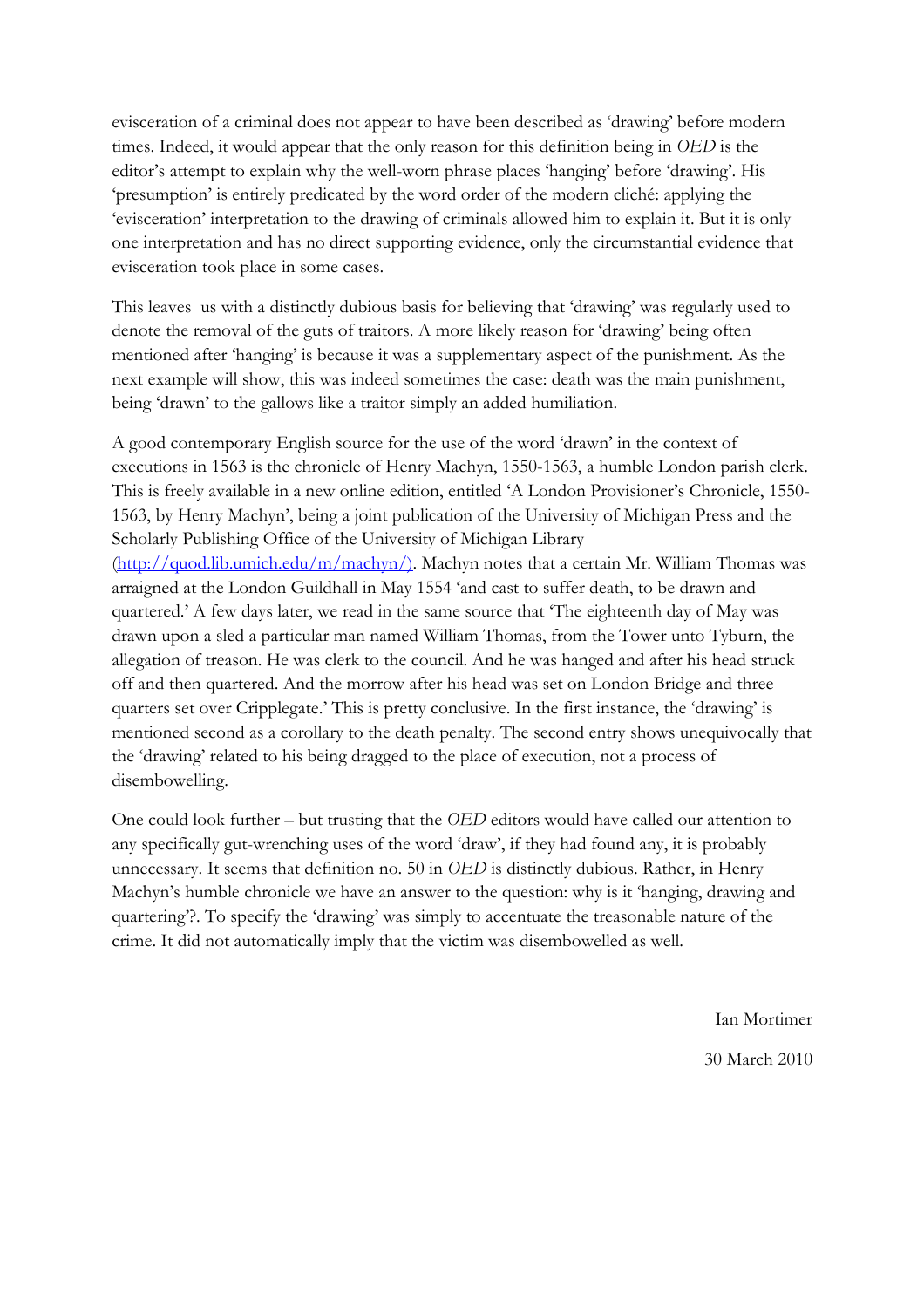evisceration of a criminal does not appear to have been described as 'drawing' before modern times. Indeed, it would appear that the only reason for this definition being in *OED* is the editor's attempt to explain why the well-worn phrase places 'hanging' before 'drawing'. His 'presumption' is entirely predicated by the word order of the modern cliché: applying the 'evisceration' interpretation to the drawing of criminals allowed him to explain it. But it is only one interpretation and has no direct supporting evidence, only the circumstantial evidence that evisceration took place in some cases.

This leaves us with a distinctly dubious basis for believing that 'drawing' was regularly used to denote the removal of the guts of traitors. A more likely reason for 'drawing' being often mentioned after 'hanging' is because it was a supplementary aspect of the punishment. As the next example will show, this was indeed sometimes the case: death was the main punishment, being 'drawn' to the gallows like a traitor simply an added humiliation.

A good contemporary English source for the use of the word 'drawn' in the context of executions in 1563 is the chronicle of Henry Machyn, 1550-1563, a humble London parish clerk. This is freely available in a new online edition, entitled 'A London Provisioner's Chronicle, 1550-1563, by Henry Machyn', being a joint publication of the University of Michigan Press and the Scholarly Publishing Office of the University of Michigan Library (http://quod.lib.umich.edu/m/machyn/). Machyn notes that a certain Mr. William Thomas was arraigned at the London Guildhall in May 1554 'and cast to suffer death, to be drawn and quartered.' A few days later, we read in the same source that 'The eighteenth day of May was drawn upon a sled a particular man named William Thomas, from the Tower unto Tyburn, the allegation of treason. He was clerk to the council. And he was hanged and after his head struck off and then quartered. And the morrow after his head was set on London Bridge and three quarters set over Cripplegate.' This is pretty conclusive. In the first instance, the 'drawing' is mentioned second as a corollary to the death penalty. The second entry shows unequivocally that the 'drawing' related to his being dragged to the place of execution, not a process of disembowelling.

One could look further – but trusting that the *OED* editors would have called our attention to any specifically gut-wrenching uses of the word 'draw', if they had found any, it is probably unnecessary. It seems that definition no. 50 in *OED* is distinctly dubious. Rather, in Henry Machyn's humble chronicle we have an answer to the question: why is it 'hanging, drawing and quartering'?. To specify the 'drawing' was simply to accentuate the treasonable nature of the crime. It did not automatically imply that the victim was disembowelled as well.

Ian Mortimer

30 March 2010